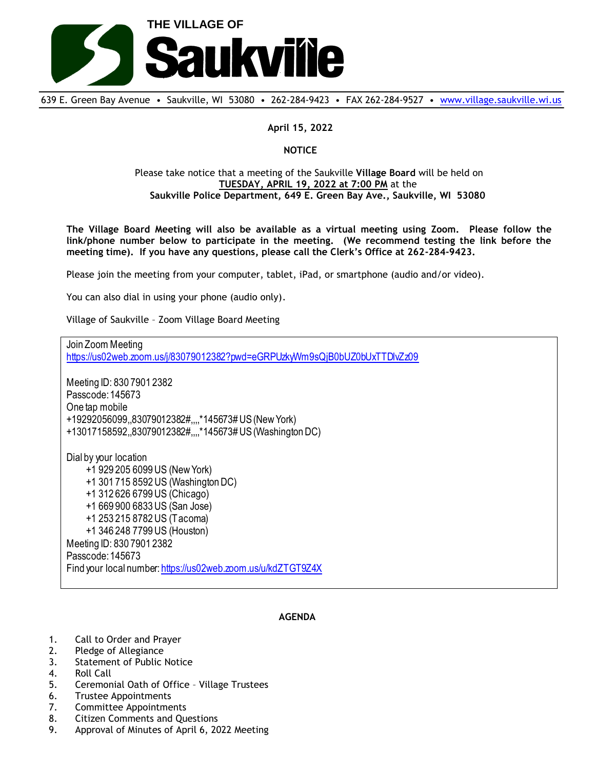# THE VILLAGE OF Saukville

639 E. Green Bay Avenue • Saukville, WI 53080 • 262-284-9423 • FAX 262-284-9527 • www.village.saukville.wi.us

**April 15, 2022**

**NOTICE**

Please take notice that a meeting of the Saukville **Village Board** will be held on **TUESDAY, APRIL 19, 2022 at 7:00 PM** at the **Saukville Police Department, 649 E. Green Bay Ave., Saukville, WI 53080**

**The Village Board Meeting will also be available as a virtual meeting using Zoom. Please follow the link/phone number below to participate in the meeting. (We recommend testing the link before the meeting time). If you have any questions, please call the Clerk's Office at 262-284-9423.**

Please join the meeting from your computer, tablet, iPad, or smartphone (audio and/or video).

You can also dial in using your phone (audio only).

Village of Saukville – Zoom Village Board Meeting

Join Zoom Meeting
https://us02web.zoom.us/j/83079012382?pwd=eGRPUzkyWm9sQjB0bUZ0bUxTTDlvZz09

Meeting ID: 830 7901 2382
Passcode: 145673
One tap mobile
+19292056099,,83079012382#,,,,*145673# US (New York)
+13017158592,,83079012382#,,,,*145673# US (Washington DC)

Dial by your location
- +1 929 205 6099 US (New York)
- +1 301 715 8592 US (Washington DC)
- +1 312 626 6799 US (Chicago)
- +1 669 900 6833 US (San Jose)
- +1 253 215 8782 US (Tacoma)
- +1 346 248 7799 US (Houston)

Meeting ID: 830 7901 2382
Passcode: 145673
Find your local number: https://us02web.zoom.us/u/kdZTGT9Z4X

**AGENDA**

1. Call to Order and Prayer
2. Pledge of Allegiance
3. Statement of Public Notice
4. Roll Call
5. Ceremonial Oath of Office – Village Trustees
6. Trustee Appointments
7. Committee Appointments
8. Citizen Comments and Questions
9. Approval of Minutes of April 6, 2022 Meeting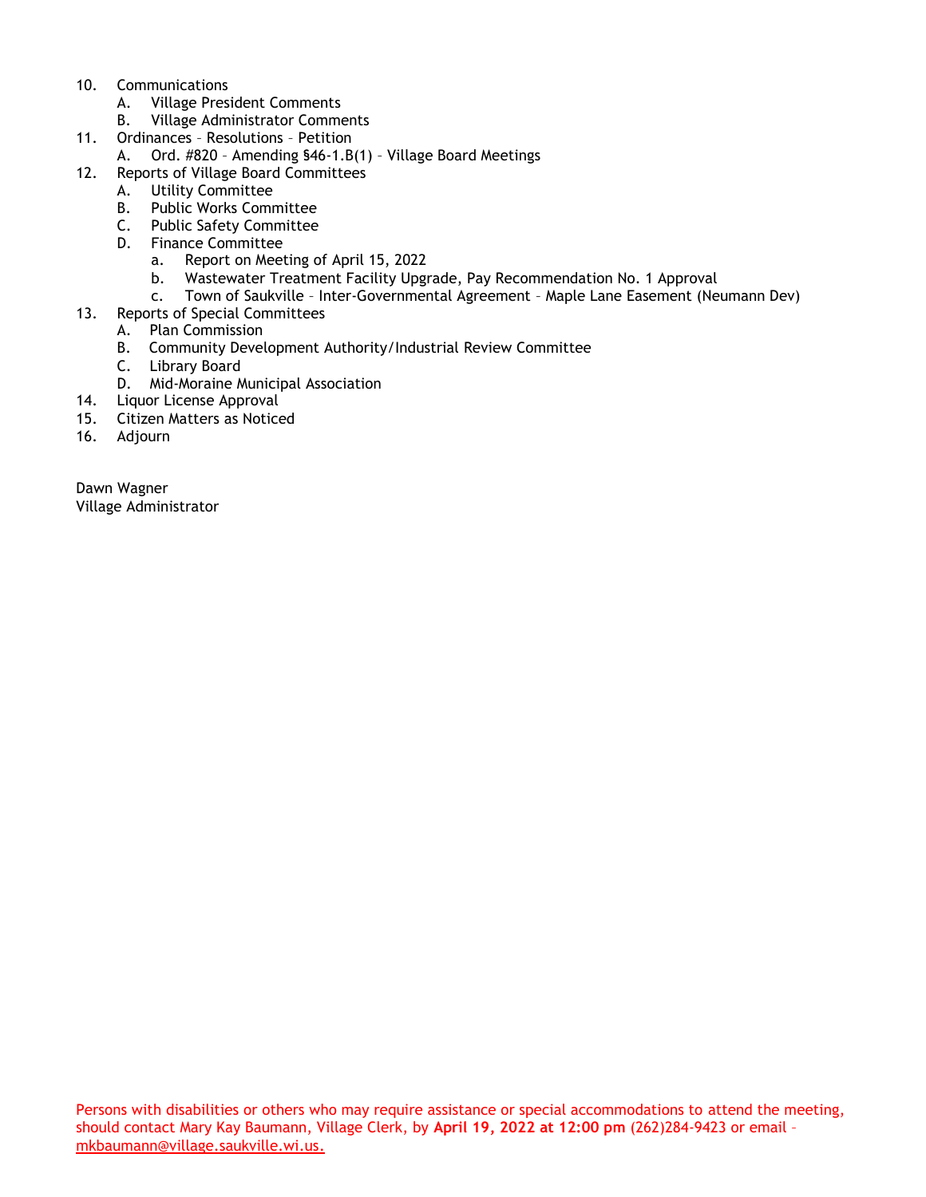10. Communications
    A. Village President Comments
    B. Village Administrator Comments
11. Ordinances – Resolutions – Petition
    A. Ord. #820 – Amending §46-1.B(1) – Village Board Meetings
12. Reports of Village Board Committees
    A. Utility Committee
    B. Public Works Committee
    C. Public Safety Committee
    D. Finance Committee
        a. Report on Meeting of April 15, 2022
        b. Wastewater Treatment Facility Upgrade, Pay Recommendation No. 1 Approval
        c. Town of Saukville – Inter-Governmental Agreement – Maple Lane Easement (Neumann Dev)
13. Reports of Special Committees
    A. Plan Commission
    B. Community Development Authority/Industrial Review Committee
    C. Library Board
    D. Mid-Moraine Municipal Association
14. Liquor License Approval
15. Citizen Matters as Noticed
16. Adjourn

Dawn Wagner
Village Administrator

Persons with disabilities or others who may require assistance or special accommodations to attend the meeting, should contact Mary Kay Baumann, Village Clerk, by **April 19, 2022 at 12:00 pm** (262)284-9423 or email – mkbaumann@village.saukville.wi.us.